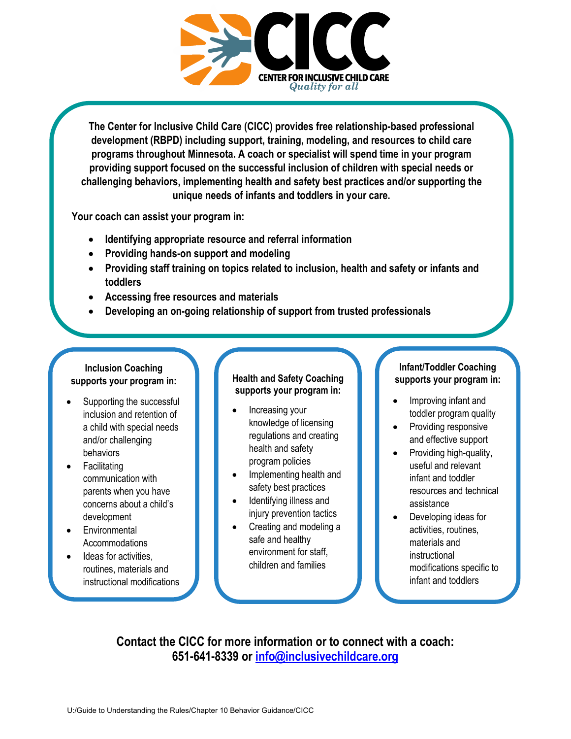# CICC

**CENTER FOR INCLUSIVE CHILD CARE**

*Quality for all*

**The Center for Inclusive Child Care (CICC) provides free relationship-based professional development (RBPD) including support, training, modeling, and resources to child care programs throughout Minnesota. A coach or specialist will spend time in your program providing support focused on the successful inclusion of children with special needs or challenging behaviors, implementing health and safety best practices and/or supporting the unique needs of infants and toddlers in your care.**

**Your coach can assist your program in:**

- **Identifying appropriate resource and referral information**
- **Providing hands-on support and modeling**
- **Providing staff training on topics related to inclusion, health and safety or infants and toddlers**
- **Accessing free resources and materials**
- **Developing an on-going relationship of support from trusted professionals**

**Inclusion Coaching supports your program in:**

- Supporting the successful inclusion and retention of a child with special needs and/or challenging behaviors
- Facilitating communication with parents when you have concerns about a child's development
- Environmental Accommodations
- Ideas for activities, routines, materials and instructional modifications

**Health and Safety Coaching supports your program in:**

- Increasing your knowledge of licensing regulations and creating health and safety program policies
- Implementing health and safety best practices
- Identifying illness and injury prevention tactics
- Creating and modeling a safe and healthy environment for staff, children and families

**Infant/Toddler Coaching supports your program in:**

- Improving infant and toddler program quality
- Providing responsive and effective support
- Providing high-quality, useful and relevant infant and toddler resources and technical assistance
- Developing ideas for activities, routines, materials and instructional modifications specific to infant and toddlers

**Contact the CICC for more information or to connect with a coach:**
**651-641-8339 or info@inclusivechildcare.org**

U:/Guide to Understanding the Rules/Chapter 10 Behavior Guidance/CICC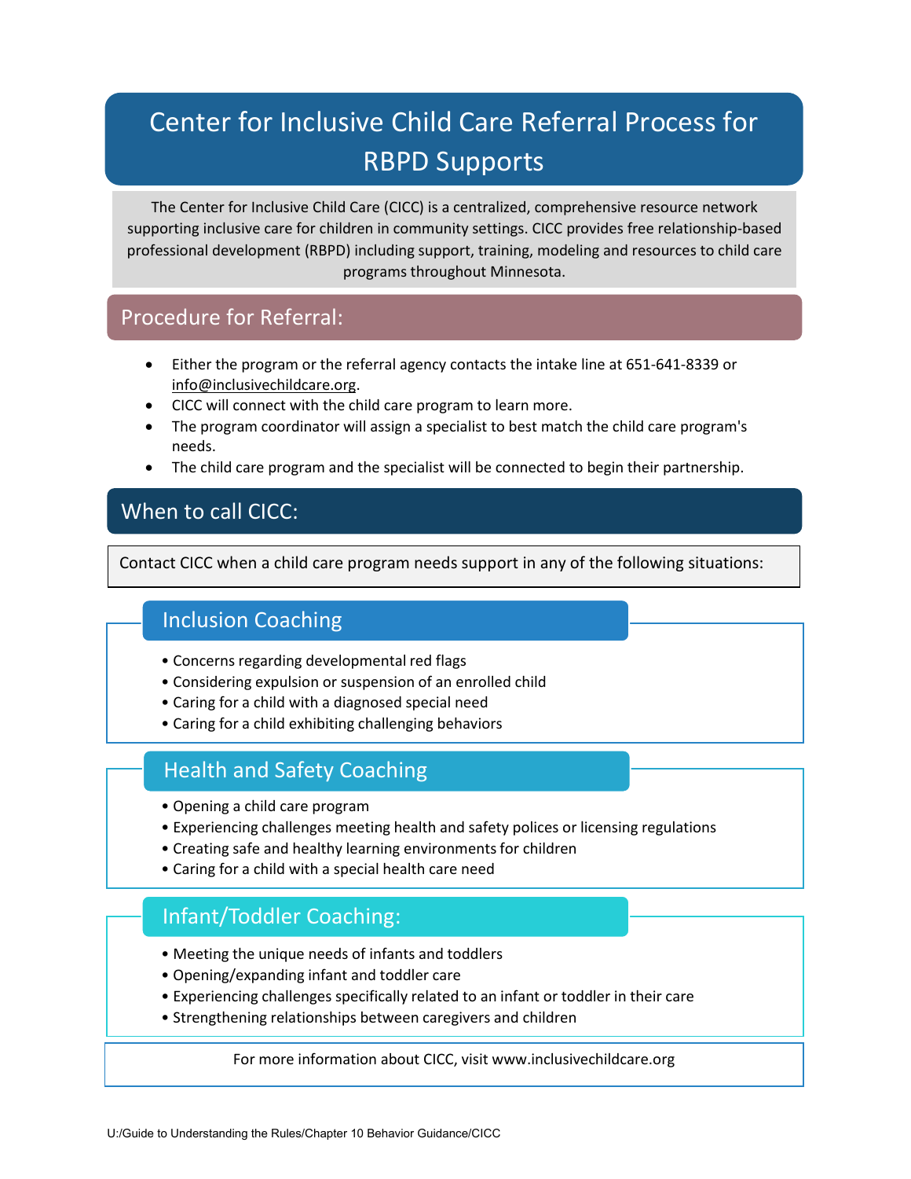# Center for Inclusive Child Care Referral Process for RBPD Supports

The Center for Inclusive Child Care (CICC) is a centralized, comprehensive resource network supporting inclusive care for children in community settings. CICC provides free relationship-based professional development (RBPD) including support, training, modeling and resources to child care programs throughout Minnesota.

## Procedure for Referral:

- Either the program or the referral agency contacts the intake line at 651-641-8339 or info@inclusivechildcare.org.
- CICC will connect with the child care program to learn more.
- The program coordinator will assign a specialist to best match the child care program's needs.
- The child care program and the specialist will be connected to begin their partnership.

## When to call CICC:

Contact CICC when a child care program needs support in any of the following situations:

### Inclusion Coaching

- Concerns regarding developmental red flags
- Considering expulsion or suspension of an enrolled child
- Caring for a child with a diagnosed special need
- Caring for a child exhibiting challenging behaviors

### Health and Safety Coaching

- Opening a child care program
- Experiencing challenges meeting health and safety polices or licensing regulations
- Creating safe and healthy learning environments for children
- Caring for a child with a special health care need

### Infant/Toddler Coaching:

- Meeting the unique needs of infants and toddlers
- Opening/expanding infant and toddler care
- Experiencing challenges specifically related to an infant or toddler in their care
- Strengthening relationships between caregivers and children

For more information about CICC, visit www.inclusivechildcare.org

U:/Guide to Understanding the Rules/Chapter 10 Behavior Guidance/CICC